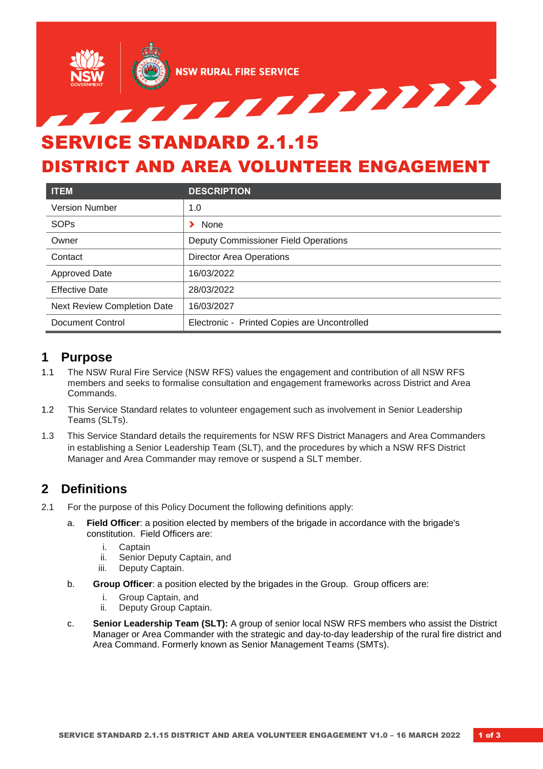# SERVICE STANDARD 2.1.15

# DISTRICT AND AREA VOLUNTEER ENGAGEMENT

| ITEM | DESCRIPTION |
|---|---|
| Version Number | 1.0 |
| SOPs | › None |
| Owner | Deputy Commissioner Field Operations |
| Contact | Director Area Operations |
| Approved Date | 16/03/2022 |
| Effective Date | 28/03/2022 |
| Next Review Completion Date | 16/03/2027 |
| Document Control | Electronic - Printed Copies are Uncontrolled |

## 1 Purpose

1.1 The NSW Rural Fire Service (NSW RFS) values the engagement and contribution of all NSW RFS members and seeks to formalise consultation and engagement frameworks across District and Area Commands.

1.2 This Service Standard relates to volunteer engagement such as involvement in Senior Leadership Teams (SLTs).

1.3 This Service Standard details the requirements for NSW RFS District Managers and Area Commanders in establishing a Senior Leadership Team (SLT), and the procedures by which a NSW RFS District Manager and Area Commander may remove or suspend a SLT member.

## 2 Definitions

2.1 For the purpose of this Policy Document the following definitions apply:

a. **Field Officer**: a position elected by members of the brigade in accordance with the brigade's constitution. Field Officers are:

   i. Captain
   ii. Senior Deputy Captain, and
   iii. Deputy Captain.

b. **Group Officer**: a position elected by the brigades in the Group. Group officers are:

   i. Group Captain, and
   ii. Deputy Group Captain.

c. **Senior Leadership Team (SLT):** A group of senior local NSW RFS members who assist the District Manager or Area Commander with the strategic and day-to-day leadership of the rural fire district and Area Command. Formerly known as Senior Management Teams (SMTs).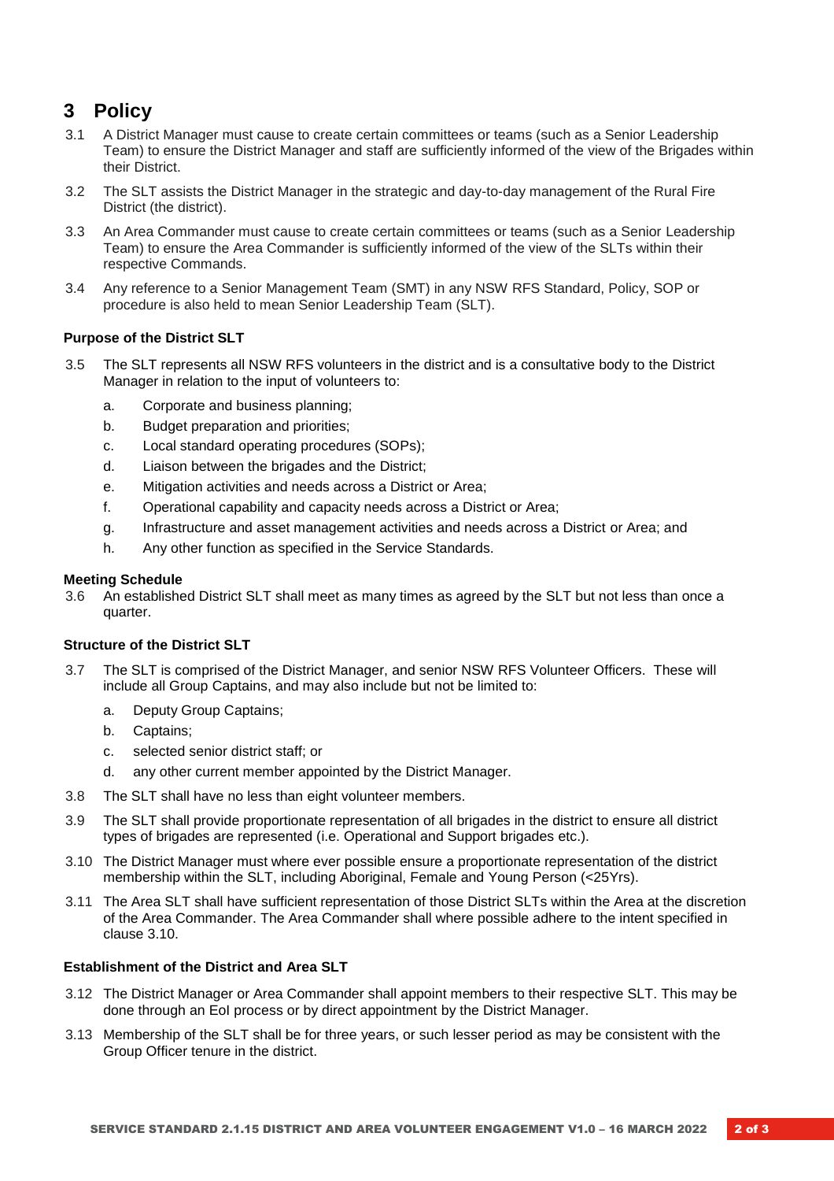# 3 Policy

3.1 A District Manager must cause to create certain committees or teams (such as a Senior Leadership Team) to ensure the District Manager and staff are sufficiently informed of the view of the Brigades within their District.

3.2 The SLT assists the District Manager in the strategic and day-to-day management of the Rural Fire District (the district).

3.3 An Area Commander must cause to create certain committees or teams (such as a Senior Leadership Team) to ensure the Area Commander is sufficiently informed of the view of the SLTs within their respective Commands.

3.4 Any reference to a Senior Management Team (SMT) in any NSW RFS Standard, Policy, SOP or procedure is also held to mean Senior Leadership Team (SLT).

**Purpose of the District SLT**

3.5 The SLT represents all NSW RFS volunteers in the district and is a consultative body to the District Manager in relation to the input of volunteers to:

a. Corporate and business planning;
b. Budget preparation and priorities;
c. Local standard operating procedures (SOPs);
d. Liaison between the brigades and the District;
e. Mitigation activities and needs across a District or Area;
f. Operational capability and capacity needs across a District or Area;
g. Infrastructure and asset management activities and needs across a District or Area; and
h. Any other function as specified in the Service Standards.

**Meeting Schedule**

3.6 An established District SLT shall meet as many times as agreed by the SLT but not less than once a quarter.

**Structure of the District SLT**

3.7 The SLT is comprised of the District Manager, and senior NSW RFS Volunteer Officers. These will include all Group Captains, and may also include but not be limited to:

a. Deputy Group Captains;
b. Captains;
c. selected senior district staff; or
d. any other current member appointed by the District Manager.

3.8 The SLT shall have no less than eight volunteer members.

3.9 The SLT shall provide proportionate representation of all brigades in the district to ensure all district types of brigades are represented (i.e. Operational and Support brigades etc.).

3.10 The District Manager must where ever possible ensure a proportionate representation of the district membership within the SLT, including Aboriginal, Female and Young Person (<25Yrs).

3.11 The Area SLT shall have sufficient representation of those District SLTs within the Area at the discretion of the Area Commander. The Area Commander shall where possible adhere to the intent specified in clause 3.10.

**Establishment of the District and Area SLT**

3.12 The District Manager or Area Commander shall appoint members to their respective SLT. This may be done through an EoI process or by direct appointment by the District Manager.

3.13 Membership of the SLT shall be for three years, or such lesser period as may be consistent with the Group Officer tenure in the district.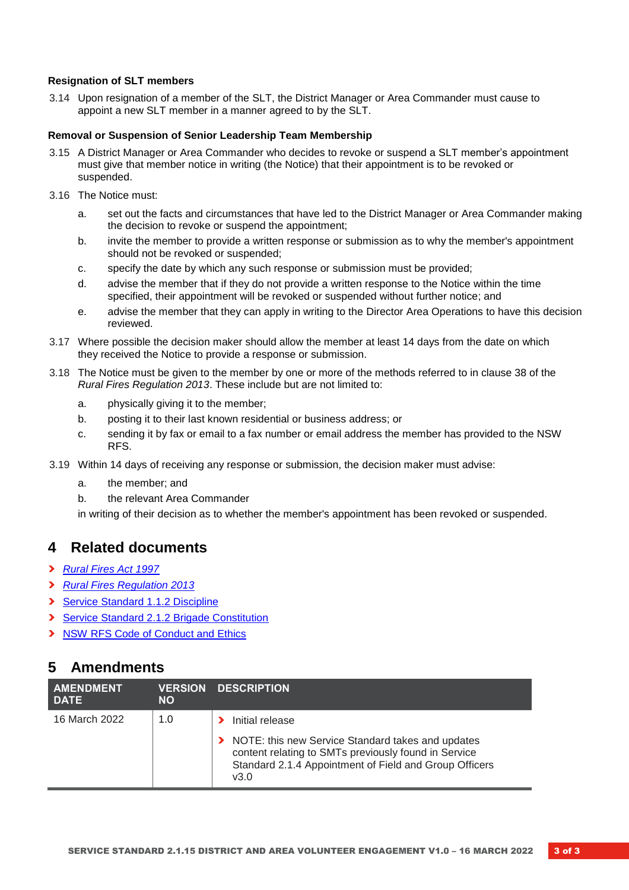**Resignation of SLT members**

3.14 Upon resignation of a member of the SLT, the District Manager or Area Commander must cause to appoint a new SLT member in a manner agreed to by the SLT.

**Removal or Suspension of Senior Leadership Team Membership**

3.15 A District Manager or Area Commander who decides to revoke or suspend a SLT member's appointment must give that member notice in writing (the Notice) that their appointment is to be revoked or suspended.

3.16 The Notice must:

a. set out the facts and circumstances that have led to the District Manager or Area Commander making the decision to revoke or suspend the appointment;

b. invite the member to provide a written response or submission as to why the member's appointment should not be revoked or suspended;

c. specify the date by which any such response or submission must be provided;

d. advise the member that if they do not provide a written response to the Notice within the time specified, their appointment will be revoked or suspended without further notice; and

e. advise the member that they can apply in writing to the Director Area Operations to have this decision reviewed.

3.17 Where possible the decision maker should allow the member at least 14 days from the date on which they received the Notice to provide a response or submission.

3.18 The Notice must be given to the member by one or more of the methods referred to in clause 38 of the *Rural Fires Regulation 2013*. These include but are not limited to:

a. physically giving it to the member;

b. posting it to their last known residential or business address; or

c. sending it by fax or email to a fax number or email address the member has provided to the NSW RFS.

3.19 Within 14 days of receiving any response or submission, the decision maker must advise:

a. the member; and

b. the relevant Area Commander

in writing of their decision as to whether the member's appointment has been revoked or suspended.

## 4 Related documents

- *Rural Fires Act 1997*
- *Rural Fires Regulation 2013*
- Service Standard 1.1.2 Discipline
- Service Standard 2.1.2 Brigade Constitution
- NSW RFS Code of Conduct and Ethics

## 5 Amendments

| AMENDMENT DATE | VERSION NO | DESCRIPTION |
|---|---|---|
| 16 March 2022 | 1.0 | - Initial release<br>- NOTE: this new Service Standard takes and updates content relating to SMTs previously found in Service Standard 2.1.4 Appointment of Field and Group Officers v3.0 |